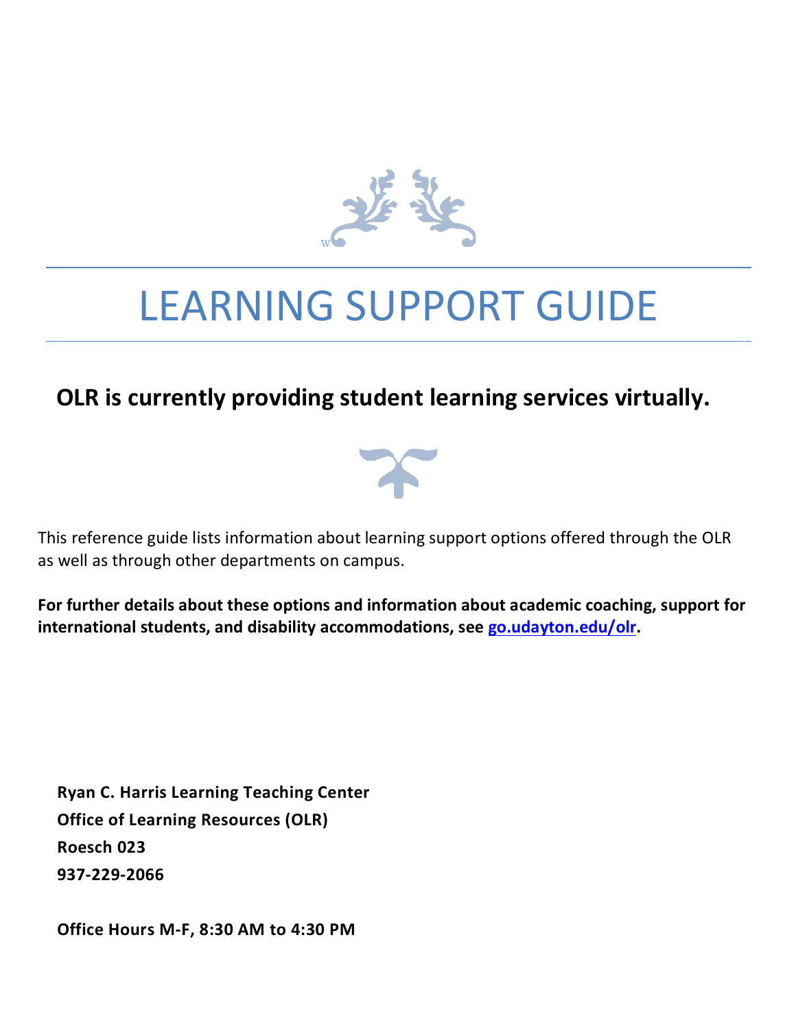# LEARNING SUPPORT GUIDE

## OLR is currently providing student learning services virtually.

This reference guide lists information about learning support options offered through the OLR as well as through other departments on campus.

**For further details about these options and information about academic coaching, support for international students, and disability accommodations, see go.udayton.edu/olr.**

**Ryan C. Harris Learning Teaching Center**
**Office of Learning Resources (OLR)**
**Roesch 023**
**937-229-2066**

**Office Hours M-F, 8:30 AM to 4:30 PM**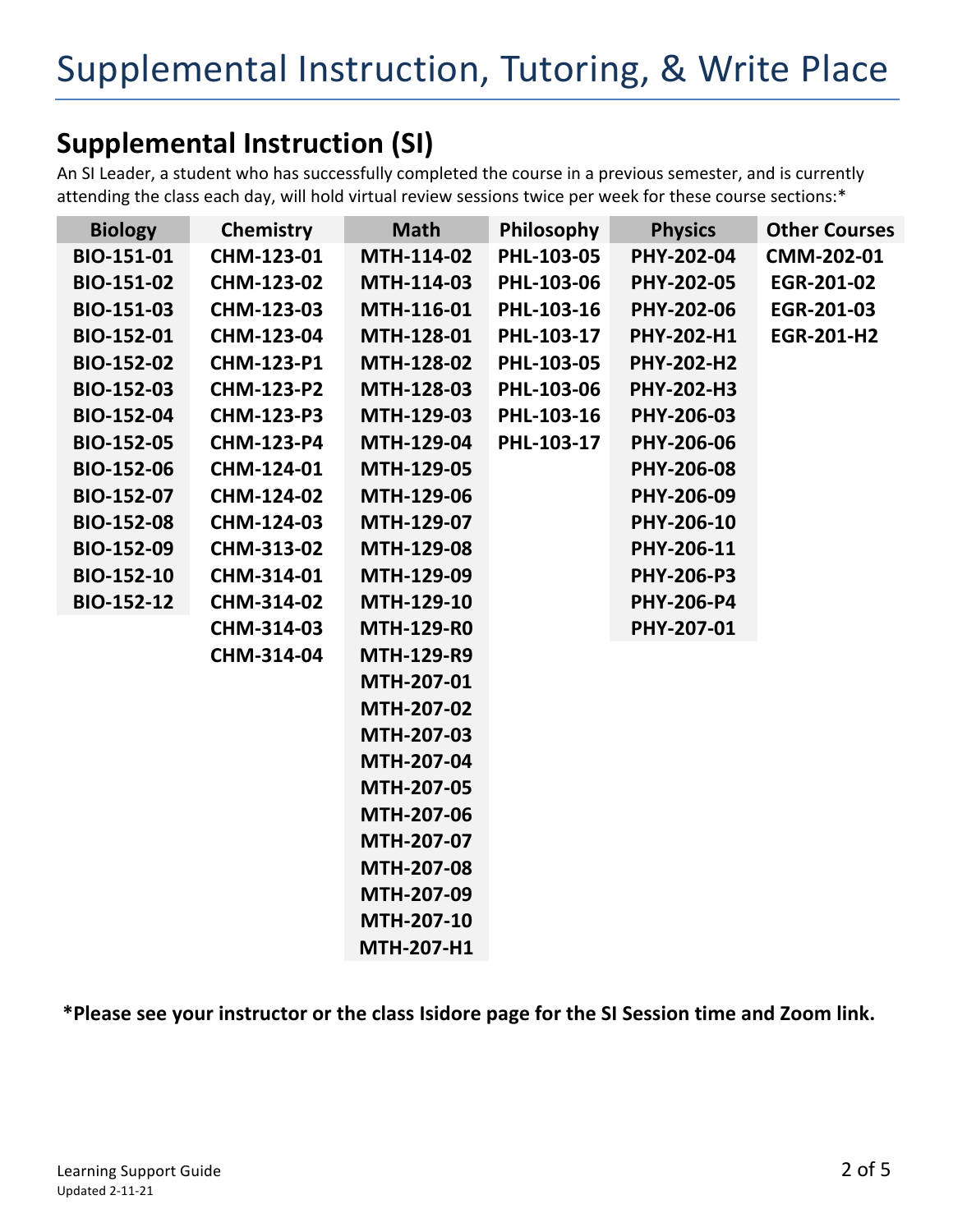# Supplemental Instruction, Tutoring, & Write Place

## Supplemental Instruction (SI)

An SI Leader, a student who has successfully completed the course in a previous semester, and is currently attending the class each day, will hold virtual review sessions twice per week for these course sections:*

| Biology | Chemistry | Math | Philosophy | Physics | Other Courses |
|---|---|---|---|---|---|
| BIO-151-01 | CHM-123-01 | MTH-114-02 | PHL-103-05 | PHY-202-04 | CMM-202-01 |
| BIO-151-02 | CHM-123-02 | MTH-114-03 | PHL-103-06 | PHY-202-05 | EGR-201-02 |
| BIO-151-03 | CHM-123-03 | MTH-116-01 | PHL-103-16 | PHY-202-06 | EGR-201-03 |
| BIO-152-01 | CHM-123-04 | MTH-128-01 | PHL-103-17 | PHY-202-H1 | EGR-201-H2 |
| BIO-152-02 | CHM-123-P1 | MTH-128-02 | PHL-103-05 | PHY-202-H2 | |
| BIO-152-03 | CHM-123-P2 | MTH-128-03 | PHL-103-06 | PHY-202-H3 | |
| BIO-152-04 | CHM-123-P3 | MTH-129-03 | PHL-103-16 | PHY-206-03 | |
| BIO-152-05 | CHM-123-P4 | MTH-129-04 | PHL-103-17 | PHY-206-06 | |
| BIO-152-06 | CHM-124-01 | MTH-129-05 | | PHY-206-08 | |
| BIO-152-07 | CHM-124-02 | MTH-129-06 | | PHY-206-09 | |
| BIO-152-08 | CHM-124-03 | MTH-129-07 | | PHY-206-10 | |
| BIO-152-09 | CHM-313-02 | MTH-129-08 | | PHY-206-11 | |
| BIO-152-10 | CHM-314-01 | MTH-129-09 | | PHY-206-P3 | |
| BIO-152-12 | CHM-314-02 | MTH-129-10 | | PHY-206-P4 | |
| | CHM-314-03 | MTH-129-R0 | | PHY-207-01 | |
| | CHM-314-04 | MTH-129-R9 | | | |
| | | MTH-207-01 | | | |
| | | MTH-207-02 | | | |
| | | MTH-207-03 | | | |
| | | MTH-207-04 | | | |
| | | MTH-207-05 | | | |
| | | MTH-207-06 | | | |
| | | MTH-207-07 | | | |
| | | MTH-207-08 | | | |
| | | MTH-207-09 | | | |
| | | MTH-207-10 | | | |
| | | MTH-207-H1 | | | |

**\*Please see your instructor or the class Isidore page for the SI Session time and Zoom link.**

Learning Support Guide
Updated 2-11-21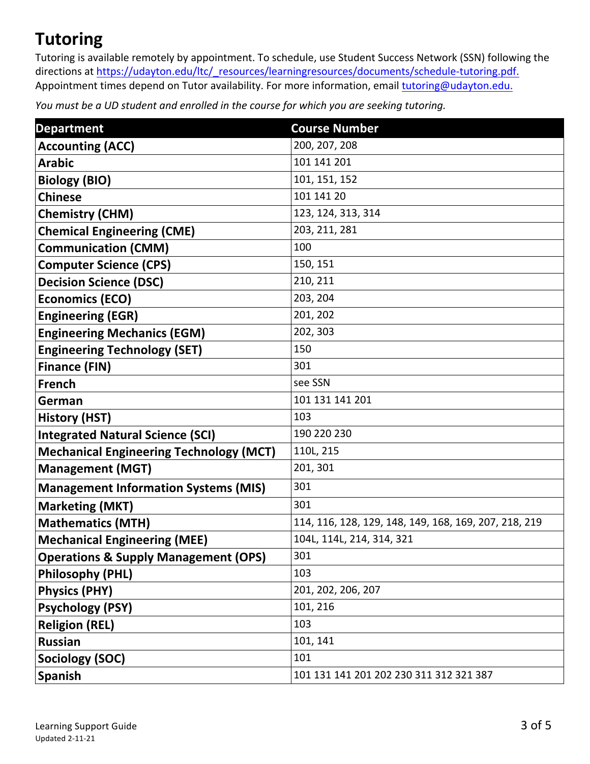# Tutoring

Tutoring is available remotely by appointment. To schedule, use Student Success Network (SSN) following the directions at https://udayton.edu/ltc/_resources/learningresources/documents/schedule-tutoring.pdf. Appointment times depend on Tutor availability. For more information, email tutoring@udayton.edu.

*You must be a UD student and enrolled in the course for which you are seeking tutoring.*

| Department | Course Number |
|---|---|
| **Accounting (ACC)** | 200, 207, 208 |
| **Arabic** | 101 141 201 |
| **Biology (BIO)** | 101, 151, 152 |
| **Chinese** | 101 141 20 |
| **Chemistry (CHM)** | 123, 124, 313, 314 |
| **Chemical Engineering (CME)** | 203, 211, 281 |
| **Communication (CMM)** | 100 |
| **Computer Science (CPS)** | 150, 151 |
| **Decision Science (DSC)** | 210, 211 |
| **Economics (ECO)** | 203, 204 |
| **Engineering (EGR)** | 201, 202 |
| **Engineering Mechanics (EGM)** | 202, 303 |
| **Engineering Technology (SET)** | 150 |
| **Finance (FIN)** | 301 |
| **French** | see SSN |
| **German** | 101 131 141 201 |
| **History (HST)** | 103 |
| **Integrated Natural Science (SCI)** | 190 220 230 |
| **Mechanical Engineering Technology (MCT)** | 110L, 215 |
| **Management (MGT)** | 201, 301 |
| **Management Information Systems (MIS)** | 301 |
| **Marketing (MKT)** | 301 |
| **Mathematics (MTH)** | 114, 116, 128, 129, 148, 149, 168, 169, 207, 218, 219 |
| **Mechanical Engineering (MEE)** | 104L, 114L, 214, 314, 321 |
| **Operations & Supply Management (OPS)** | 301 |
| **Philosophy (PHL)** | 103 |
| **Physics (PHY)** | 201, 202, 206, 207 |
| **Psychology (PSY)** | 101, 216 |
| **Religion (REL)** | 103 |
| **Russian** | 101, 141 |
| **Sociology (SOC)** | 101 |
| **Spanish** | 101 131 141 201 202 230 311 312 321 387 |

Learning Support Guide
Updated 2-11-21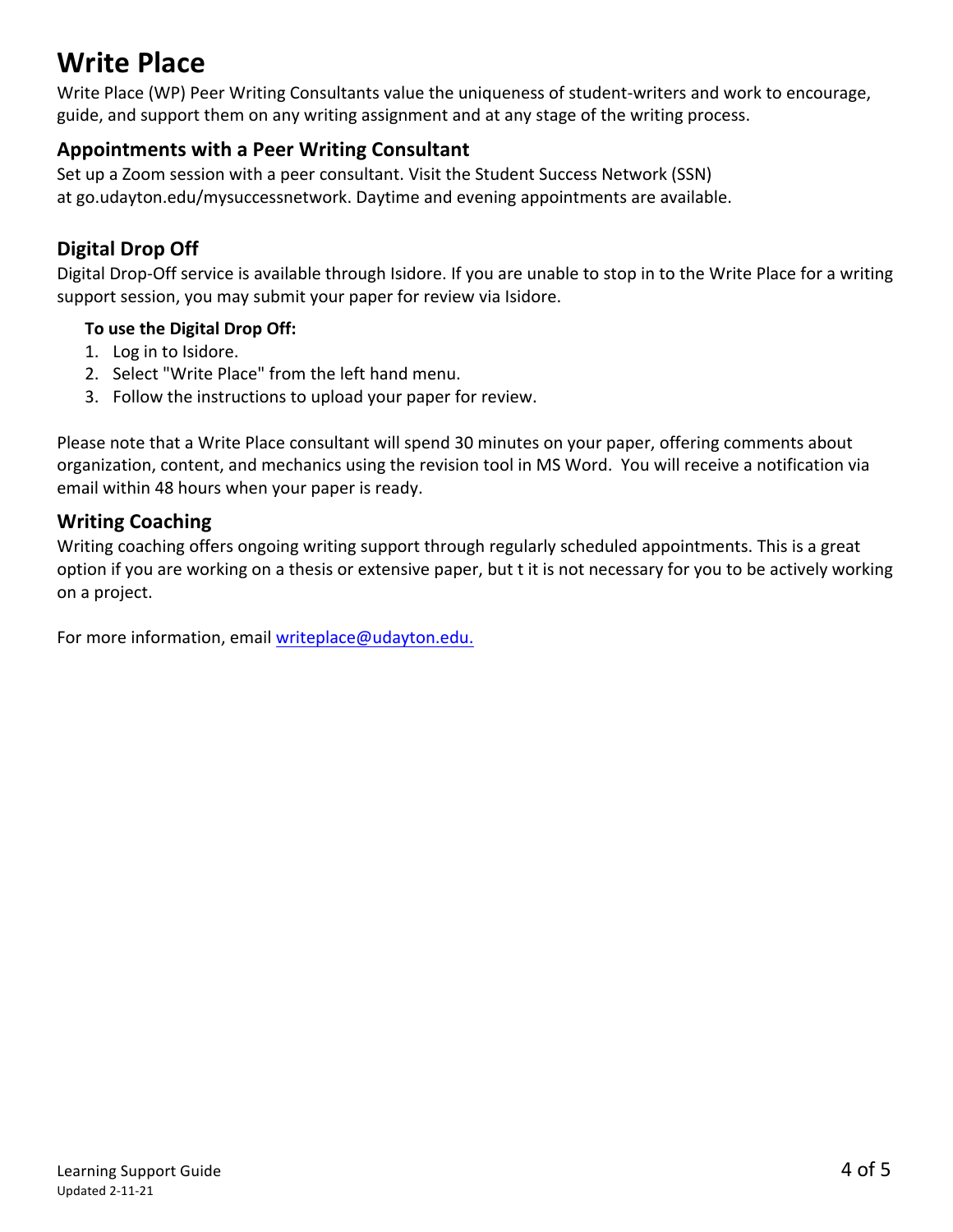# Write Place

Write Place (WP) Peer Writing Consultants value the uniqueness of student-writers and work to encourage, guide, and support them on any writing assignment and at any stage of the writing process.

## Appointments with a Peer Writing Consultant

Set up a Zoom session with a peer consultant. Visit the Student Success Network (SSN) at go.udayton.edu/mysuccessnetwork. Daytime and evening appointments are available.

## Digital Drop Off

Digital Drop-Off service is available through Isidore. If you are unable to stop in to the Write Place for a writing support session, you may submit your paper for review via Isidore.

**To use the Digital Drop Off:**

1. Log in to Isidore.
2. Select "Write Place" from the left hand menu.
3. Follow the instructions to upload your paper for review.

Please note that a Write Place consultant will spend 30 minutes on your paper, offering comments about organization, content, and mechanics using the revision tool in MS Word. You will receive a notification via email within 48 hours when your paper is ready.

## Writing Coaching

Writing coaching offers ongoing writing support through regularly scheduled appointments. This is a great option if you are working on a thesis or extensive paper, but t it is not necessary for you to be actively working on a project.

For more information, email [writeplace@udayton.edu.](mailto:writeplace@udayton.edu)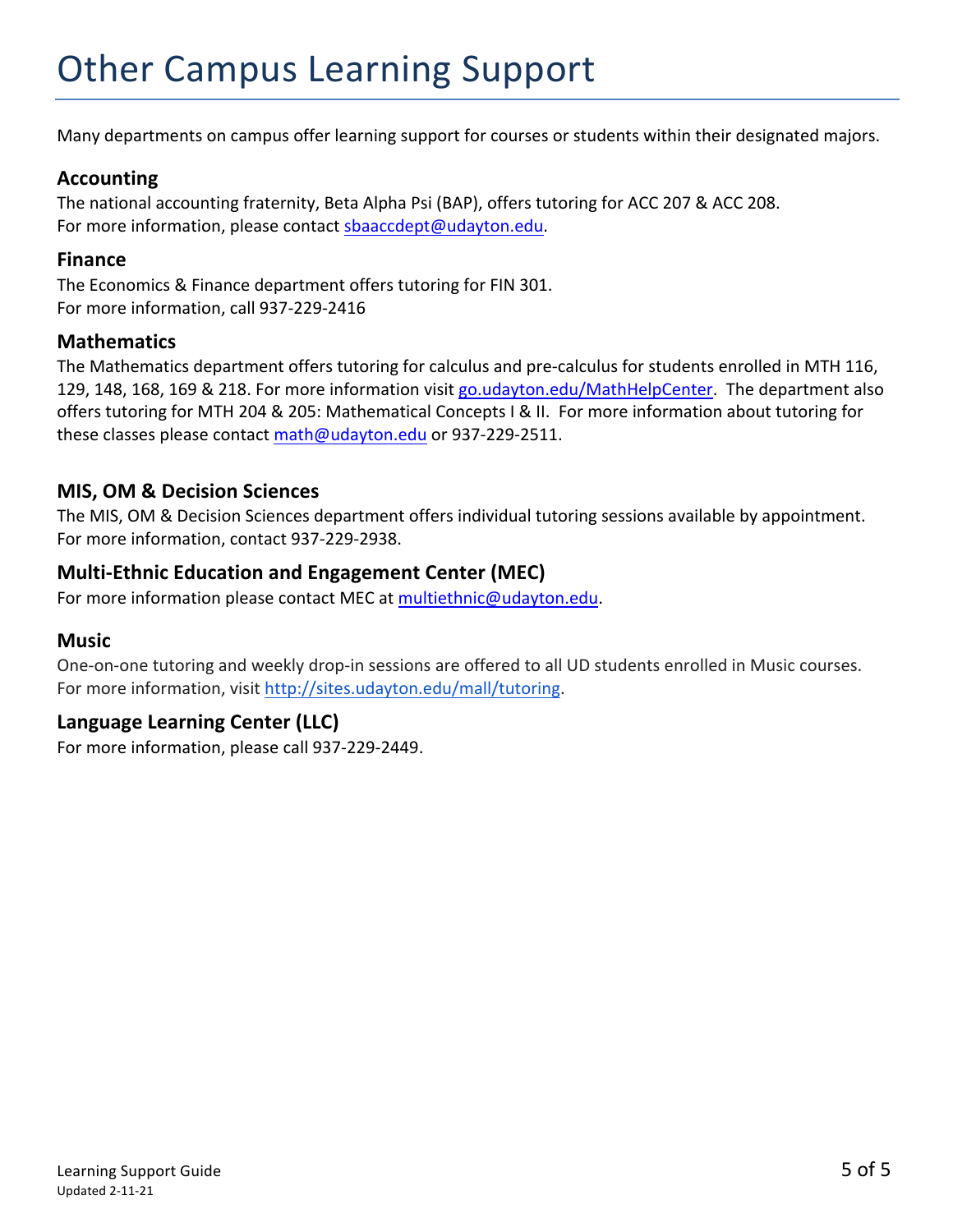# Other Campus Learning Support

Many departments on campus offer learning support for courses or students within their designated majors.

### Accounting

The national accounting fraternity, Beta Alpha Psi (BAP), offers tutoring for ACC 207 & ACC 208.
For more information, please contact sbaaccdept@udayton.edu.

### Finance

The Economics & Finance department offers tutoring for FIN 301.
For more information, call 937-229-2416

### Mathematics

The Mathematics department offers tutoring for calculus and pre-calculus for students enrolled in MTH 116, 129, 148, 168, 169 & 218. For more information visit go.udayton.edu/MathHelpCenter. The department also offers tutoring for MTH 204 & 205: Mathematical Concepts I & II. For more information about tutoring for these classes please contact math@udayton.edu or 937-229-2511.

### MIS, OM & Decision Sciences

The MIS, OM & Decision Sciences department offers individual tutoring sessions available by appointment. For more information, contact 937-229-2938.

### Multi-Ethnic Education and Engagement Center (MEC)

For more information please contact MEC at multiethnic@udayton.edu.

### Music

One-on-one tutoring and weekly drop-in sessions are offered to all UD students enrolled in Music courses. For more information, visit http://sites.udayton.edu/mall/tutoring.

### Language Learning Center (LLC)

For more information, please call 937-229-2449.